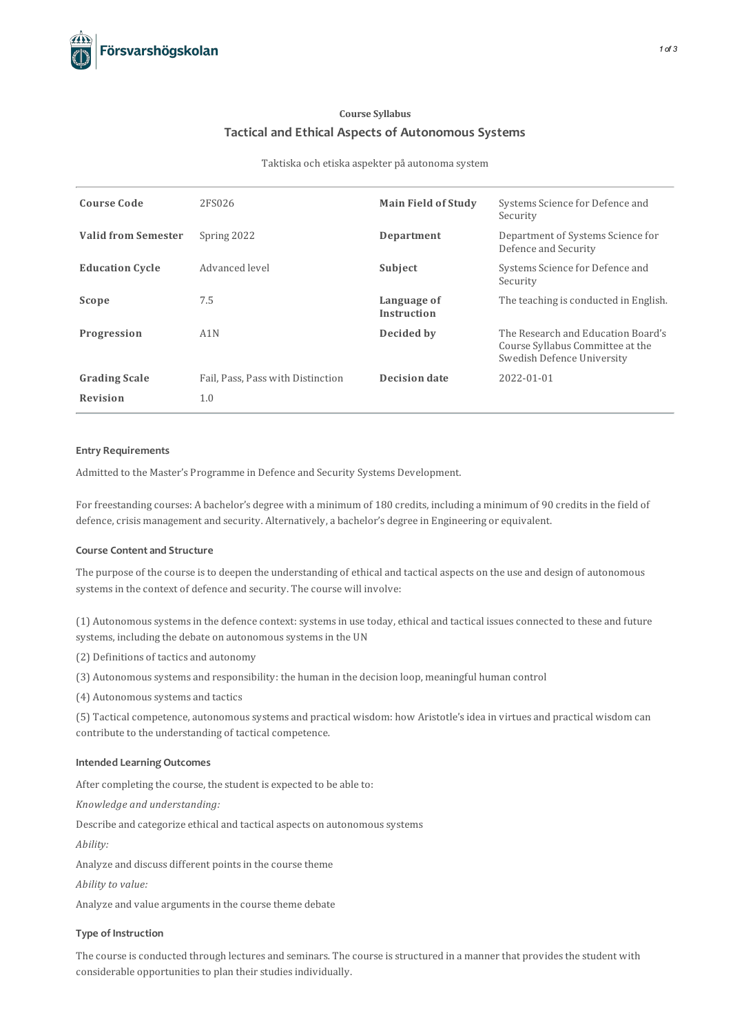Course Syllabus

# Tactical and Ethical Aspects of Autonomous Systems

Taktiska och etiska aspekter på autonoma system

| | | | |
|---|---|---|---|
| **Course Code** | 2FS026 | **Main Field of Study** | Systems Science for Defence and Security |
| **Valid from Semester** | Spring 2022 | **Department** | Department of Systems Science for Defence and Security |
| **Education Cycle** | Advanced level | **Subject** | Systems Science for Defence and Security |
| **Scope** | 7.5 | **Language of Instruction** | The teaching is conducted in English. |
| **Progression** | A1N | **Decided by** | The Research and Education Board's Course Syllabus Committee at the Swedish Defence University |
| **Grading Scale** | Fail, Pass, Pass with Distinction | **Decision date** | 2022-01-01 |
| **Revision** | 1.0 | | |

## Entry Requirements

Admitted to the Master's Programme in Defence and Security Systems Development.

For freestanding courses: A bachelor's degree with a minimum of 180 credits, including a minimum of 90 credits in the field of defence, crisis management and security. Alternatively, a bachelor's degree in Engineering or equivalent.

## Course Content and Structure

The purpose of the course is to deepen the understanding of ethical and tactical aspects on the use and design of autonomous systems in the context of defence and security. The course will involve:

(1) Autonomous systems in the defence context: systems in use today, ethical and tactical issues connected to these and future systems, including the debate on autonomous systems in the UN

(2) Definitions of tactics and autonomy

(3) Autonomous systems and responsibility: the human in the decision loop, meaningful human control

(4) Autonomous systems and tactics

(5) Tactical competence, autonomous systems and practical wisdom: how Aristotle's idea in virtues and practical wisdom can contribute to the understanding of tactical competence.

## Intended Learning Outcomes

After completing the course, the student is expected to be able to:

*Knowledge and understanding:*

Describe and categorize ethical and tactical aspects on autonomous systems

*Ability:*

Analyze and discuss different points in the course theme

*Ability to value:*

Analyze and value arguments in the course theme debate

## Type of Instruction

The course is conducted through lectures and seminars. The course is structured in a manner that provides the student with considerable opportunities to plan their studies individually.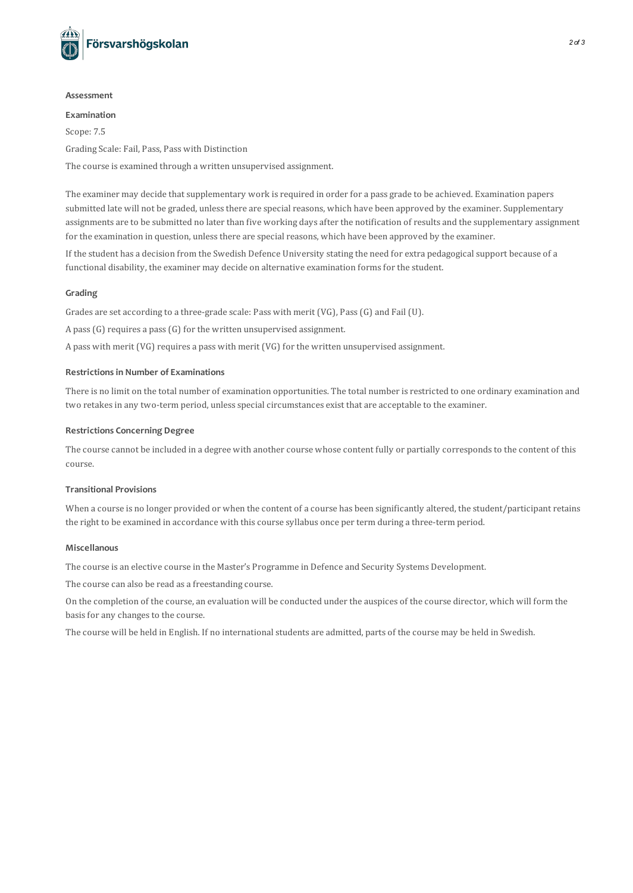## Assessment

### Examination

Scope: 7.5

Grading Scale: Fail, Pass, Pass with Distinction

The course is examined through a written unsupervised assignment.

The examiner may decide that supplementary work is required in order for a pass grade to be achieved. Examination papers submitted late will not be graded, unless there are special reasons, which have been approved by the examiner. Supplementary assignments are to be submitted no later than five working days after the notification of results and the supplementary assignment for the examination in question, unless there are special reasons, which have been approved by the examiner.

If the student has a decision from the Swedish Defence University stating the need for extra pedagogical support because of a functional disability, the examiner may decide on alternative examination forms for the student.

### Grading

Grades are set according to a three-grade scale: Pass with merit (VG), Pass (G) and Fail (U).

A pass (G) requires a pass (G) for the written unsupervised assignment.

A pass with merit (VG) requires a pass with merit (VG) for the written unsupervised assignment.

### Restrictions in Number of Examinations

There is no limit on the total number of examination opportunities. The total number is restricted to one ordinary examination and two retakes in any two-term period, unless special circumstances exist that are acceptable to the examiner.

### Restrictions Concerning Degree

The course cannot be included in a degree with another course whose content fully or partially corresponds to the content of this course.

### Transitional Provisions

When a course is no longer provided or when the content of a course has been significantly altered, the student/participant retains the right to be examined in accordance with this course syllabus once per term during a three-term period.

### Miscellanous

The course is an elective course in the Master's Programme in Defence and Security Systems Development.

The course can also be read as a freestanding course.

On the completion of the course, an evaluation will be conducted under the auspices of the course director, which will form the basis for any changes to the course.

The course will be held in English. If no international students are admitted, parts of the course may be held in Swedish.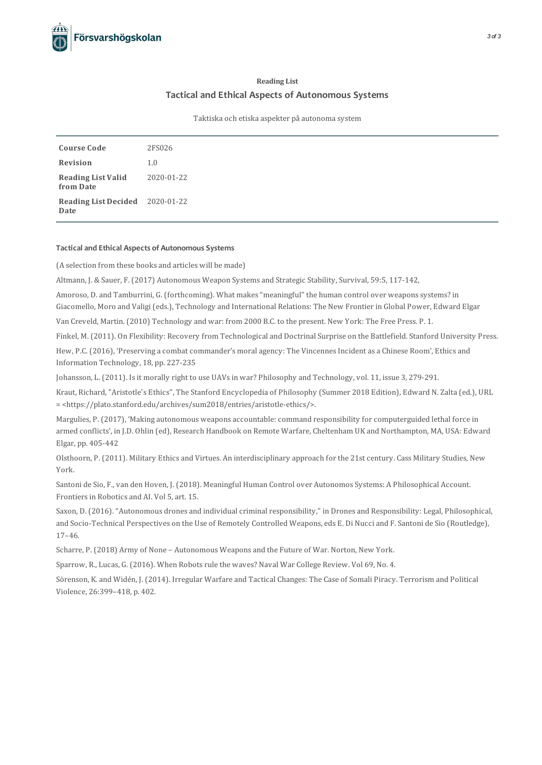**Reading List**

## Tactical and Ethical Aspects of Autonomous Systems

Taktiska och etiska aspekter på autonoma system

| | |
|---|---|
| **Course Code** | 2FS026 |
| **Revision** | 1.0 |
| **Reading List Valid from Date** | 2020-01-22 |
| **Reading List Decided Date** | 2020-01-22 |

### Tactical and Ethical Aspects of Autonomous Systems

(A selection from these books and articles will be made)

Altmann, J. & Sauer, F. (2017) Autonomous Weapon Systems and Strategic Stability, Survival, 59:5, 117-142,

Amoroso, D. and Tamburrini, G. (forthcoming). What makes "meaningful" the human control over weapons systems? in Giacomello, Moro and Valigi (eds.), Technology and International Relations: The New Frontier in Global Power, Edward Elgar

Van Creveld, Martin. (2010) Technology and war: from 2000 B.C. to the present. New York: The Free Press. P. 1.

Finkel, M. (2011). On Flexibility: Recovery from Technological and Doctrinal Surprise on the Battlefield. Stanford University Press.

Hew, P.C. (2016), 'Preserving a combat commander's moral agency: The Vincennes Incident as a Chinese Room', Ethics and Information Technology, 18, pp. 227-235

Johansson, L. (2011). Is it morally right to use UAVs in war? Philosophy and Technology, vol. 11, issue 3, 279-291.

Kraut, Richard, "Aristotle's Ethics", The Stanford Encyclopedia of Philosophy (Summer 2018 Edition), Edward N. Zalta (ed.), URL = <https://plato.stanford.edu/archives/sum2018/entries/aristotle-ethics/>.

Margulies, P. (2017), 'Making autonomous weapons accountable: command responsibility for computerguided lethal force in armed conflicts', in J.D. Ohlin (ed), Research Handbook on Remote Warfare, Cheltenham UK and Northampton, MA, USA: Edward Elgar, pp. 405-442

Olsthoorn, P. (2011). Military Ethics and Virtues. An interdisciplinary approach for the 21st century. Cass Military Studies, New York.

Santoni de Sio, F., van den Hoven, J. (2018). Meaningful Human Control over Autonomos Systems: A Philosophical Account. Frontiers in Robotics and AI. Vol 5, art. 15.

Saxon, D. (2016). "Autonomous drones and individual criminal responsibility," in Drones and Responsibility: Legal, Philosophical, and Socio-Technical Perspectives on the Use of Remotely Controlled Weapons, eds E. Di Nucci and F. Santoni de Sio (Routledge), 17–46.

Scharre, P. (2018) Army of None – Autonomous Weapons and the Future of War. Norton, New York.

Sparrow, R., Lucas, G. (2016). When Robots rule the waves? Naval War College Review. Vol 69, No. 4.

Sörenson, K. and Widén, J. (2014). Irregular Warfare and Tactical Changes: The Case of Somali Piracy. Terrorism and Political Violence, 26:399–418, p. 402.